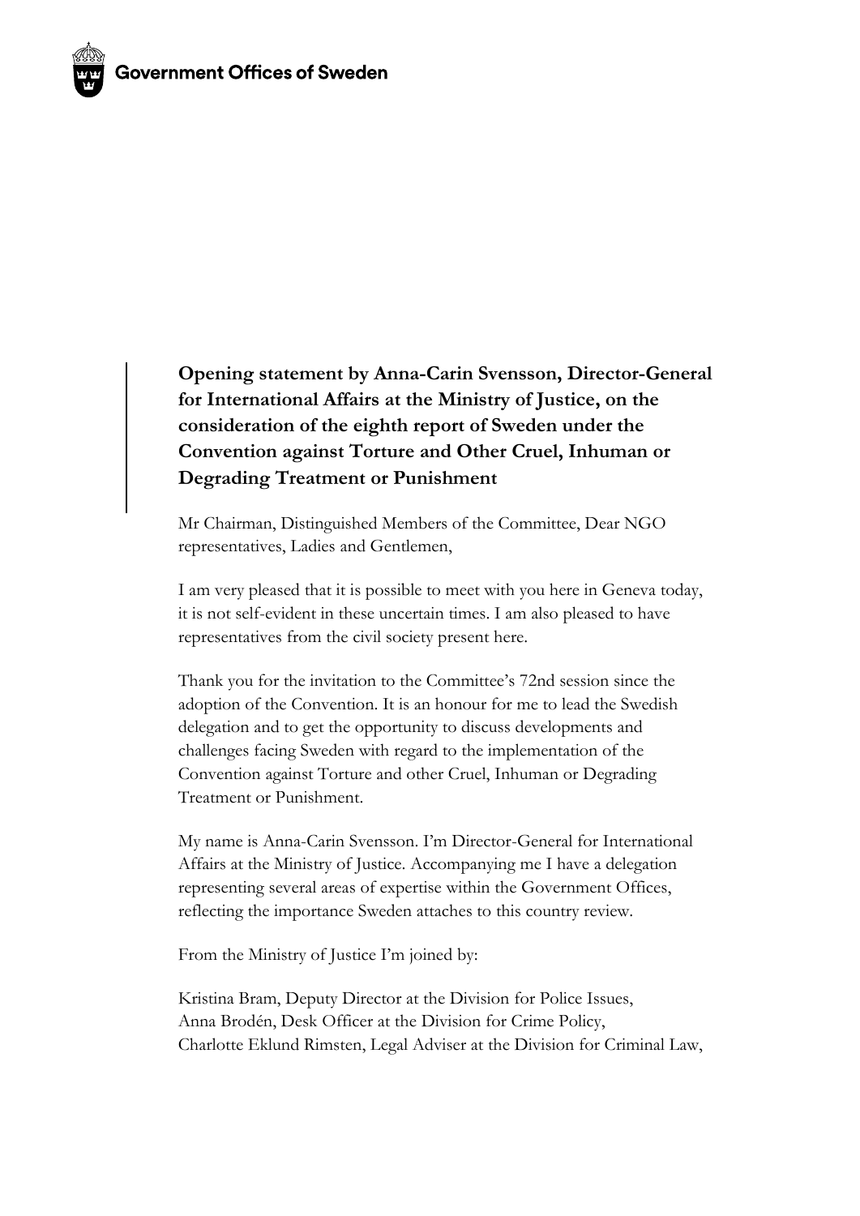Government Offices of Sweden

**Opening statement by Anna-Carin Svensson, Director-General for International Affairs at the Ministry of Justice, on the consideration of the eighth report of Sweden under the Convention against Torture and Other Cruel, Inhuman or Degrading Treatment or Punishment**

Mr Chairman, Distinguished Members of the Committee, Dear NGO representatives, Ladies and Gentlemen,

I am very pleased that it is possible to meet with you here in Geneva today, it is not self-evident in these uncertain times. I am also pleased to have representatives from the civil society present here.

Thank you for the invitation to the Committee's 72nd session since the adoption of the Convention. It is an honour for me to lead the Swedish delegation and to get the opportunity to discuss developments and challenges facing Sweden with regard to the implementation of the Convention against Torture and other Cruel, Inhuman or Degrading Treatment or Punishment.

My name is Anna-Carin Svensson. I'm Director-General for International Affairs at the Ministry of Justice. Accompanying me I have a delegation representing several areas of expertise within the Government Offices, reflecting the importance Sweden attaches to this country review.

From the Ministry of Justice I'm joined by:

Kristina Bram, Deputy Director at the Division for Police Issues,
Anna Brodén, Desk Officer at the Division for Crime Policy,
Charlotte Eklund Rimsten, Legal Adviser at the Division for Criminal Law,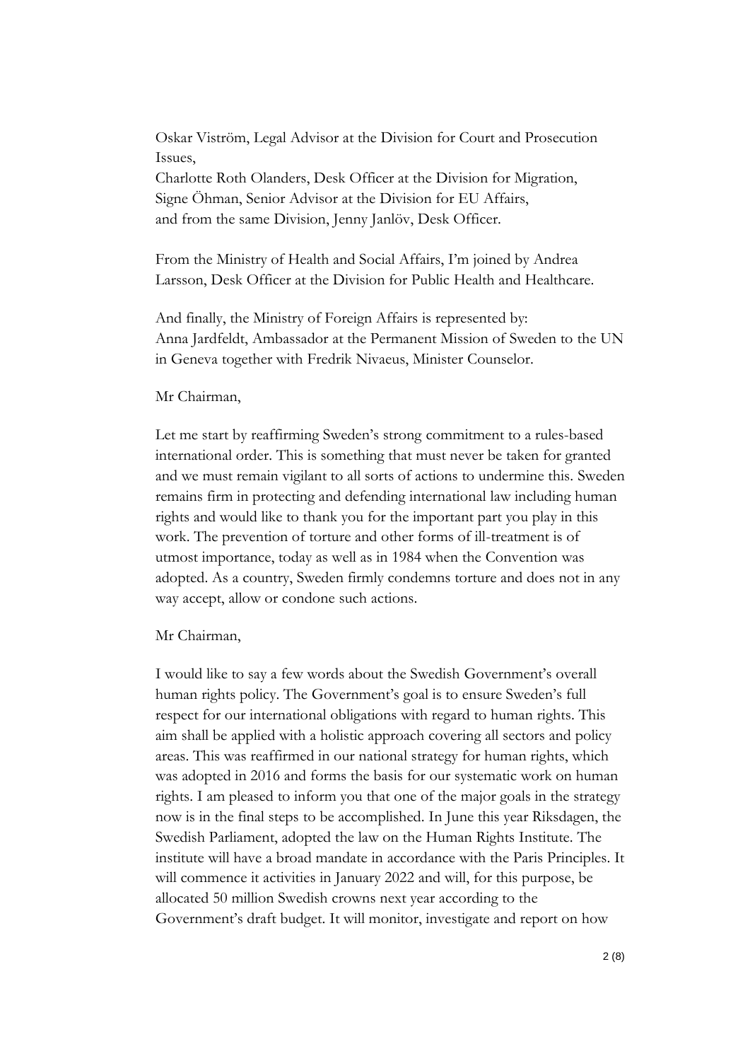Oskar Viström, Legal Advisor at the Division for Court and Prosecution Issues,
Charlotte Roth Olanders, Desk Officer at the Division for Migration,
Signe Öhman, Senior Advisor at the Division for EU Affairs,
and from the same Division, Jenny Janlöv, Desk Officer.

From the Ministry of Health and Social Affairs, I'm joined by Andrea Larsson, Desk Officer at the Division for Public Health and Healthcare.

And finally, the Ministry of Foreign Affairs is represented by:
Anna Jardfeldt, Ambassador at the Permanent Mission of Sweden to the UN in Geneva together with Fredrik Nivaeus, Minister Counselor.

Mr Chairman,

Let me start by reaffirming Sweden's strong commitment to a rules-based international order. This is something that must never be taken for granted and we must remain vigilant to all sorts of actions to undermine this. Sweden remains firm in protecting and defending international law including human rights and would like to thank you for the important part you play in this work. The prevention of torture and other forms of ill-treatment is of utmost importance, today as well as in 1984 when the Convention was adopted. As a country, Sweden firmly condemns torture and does not in any way accept, allow or condone such actions.

Mr Chairman,

I would like to say a few words about the Swedish Government's overall human rights policy. The Government's goal is to ensure Sweden's full respect for our international obligations with regard to human rights. This aim shall be applied with a holistic approach covering all sectors and policy areas. This was reaffirmed in our national strategy for human rights, which was adopted in 2016 and forms the basis for our systematic work on human rights. I am pleased to inform you that one of the major goals in the strategy now is in the final steps to be accomplished. In June this year Riksdagen, the Swedish Parliament, adopted the law on the Human Rights Institute. The institute will have a broad mandate in accordance with the Paris Principles. It will commence it activities in January 2022 and will, for this purpose, be allocated 50 million Swedish crowns next year according to the Government's draft budget. It will monitor, investigate and report on how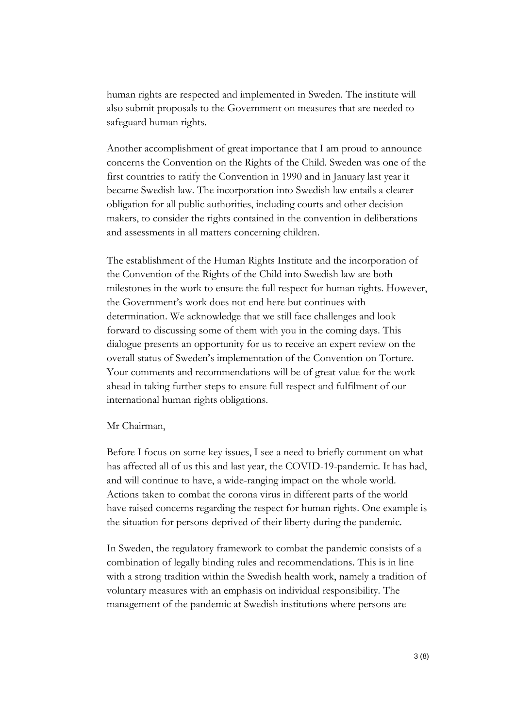human rights are respected and implemented in Sweden. The institute will also submit proposals to the Government on measures that are needed to safeguard human rights.

Another accomplishment of great importance that I am proud to announce concerns the Convention on the Rights of the Child. Sweden was one of the first countries to ratify the Convention in 1990 and in January last year it became Swedish law. The incorporation into Swedish law entails a clearer obligation for all public authorities, including courts and other decision makers, to consider the rights contained in the convention in deliberations and assessments in all matters concerning children.

The establishment of the Human Rights Institute and the incorporation of the Convention of the Rights of the Child into Swedish law are both milestones in the work to ensure the full respect for human rights. However, the Government's work does not end here but continues with determination. We acknowledge that we still face challenges and look forward to discussing some of them with you in the coming days. This dialogue presents an opportunity for us to receive an expert review on the overall status of Sweden's implementation of the Convention on Torture. Your comments and recommendations will be of great value for the work ahead in taking further steps to ensure full respect and fulfilment of our international human rights obligations.

Mr Chairman,

Before I focus on some key issues, I see a need to briefly comment on what has affected all of us this and last year, the COVID-19-pandemic. It has had, and will continue to have, a wide-ranging impact on the whole world. Actions taken to combat the corona virus in different parts of the world have raised concerns regarding the respect for human rights. One example is the situation for persons deprived of their liberty during the pandemic.

In Sweden, the regulatory framework to combat the pandemic consists of a combination of legally binding rules and recommendations. This is in line with a strong tradition within the Swedish health work, namely a tradition of voluntary measures with an emphasis on individual responsibility. The management of the pandemic at Swedish institutions where persons are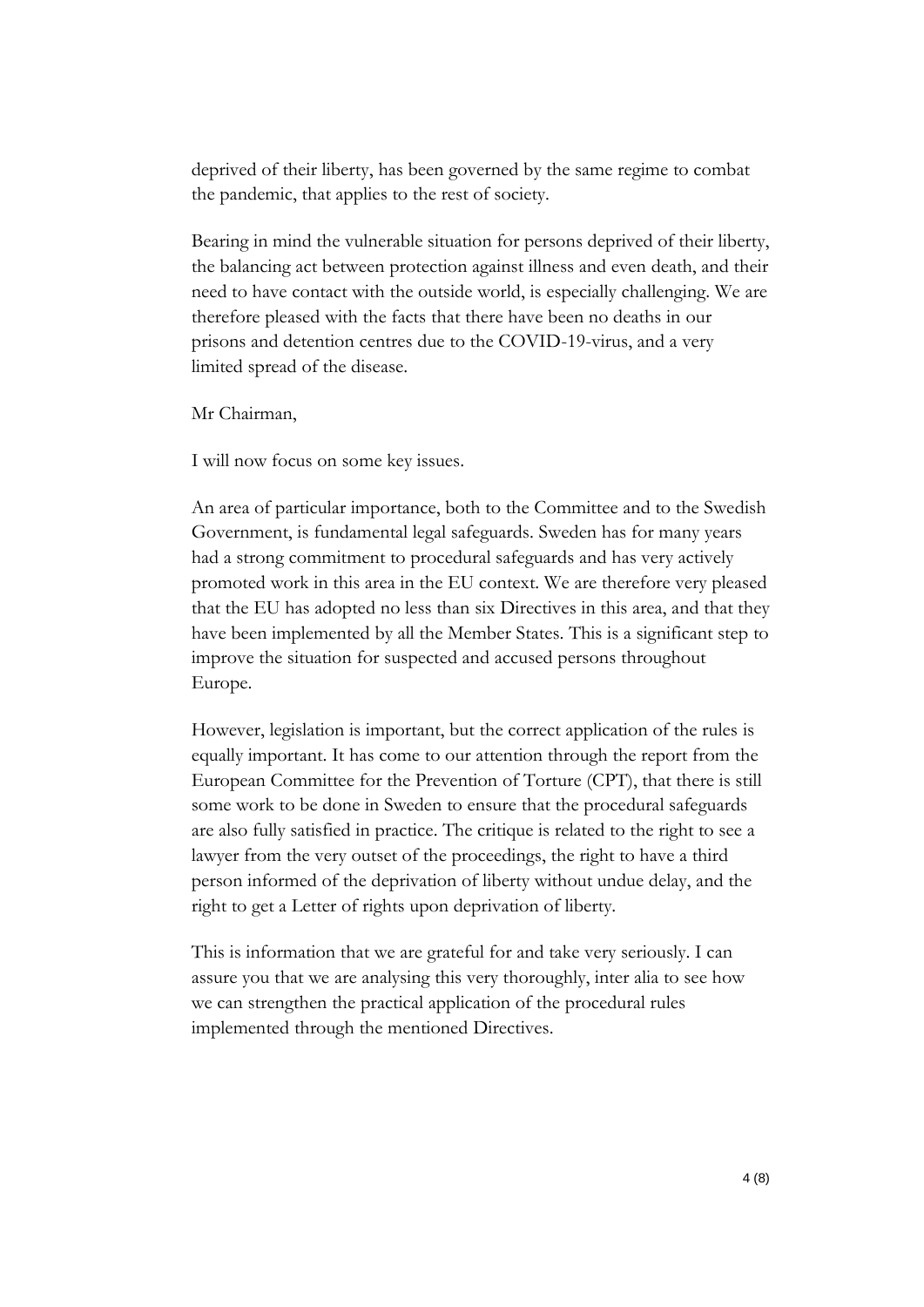deprived of their liberty, has been governed by the same regime to combat the pandemic, that applies to the rest of society.

Bearing in mind the vulnerable situation for persons deprived of their liberty, the balancing act between protection against illness and even death, and their need to have contact with the outside world, is especially challenging. We are therefore pleased with the facts that there have been no deaths in our prisons and detention centres due to the COVID-19-virus, and a very limited spread of the disease.

Mr Chairman,

I will now focus on some key issues.

An area of particular importance, both to the Committee and to the Swedish Government, is fundamental legal safeguards. Sweden has for many years had a strong commitment to procedural safeguards and has very actively promoted work in this area in the EU context. We are therefore very pleased that the EU has adopted no less than six Directives in this area, and that they have been implemented by all the Member States. This is a significant step to improve the situation for suspected and accused persons throughout Europe.

However, legislation is important, but the correct application of the rules is equally important. It has come to our attention through the report from the European Committee for the Prevention of Torture (CPT), that there is still some work to be done in Sweden to ensure that the procedural safeguards are also fully satisfied in practice. The critique is related to the right to see a lawyer from the very outset of the proceedings, the right to have a third person informed of the deprivation of liberty without undue delay, and the right to get a Letter of rights upon deprivation of liberty.

This is information that we are grateful for and take very seriously. I can assure you that we are analysing this very thoroughly, inter alia to see how we can strengthen the practical application of the procedural rules implemented through the mentioned Directives.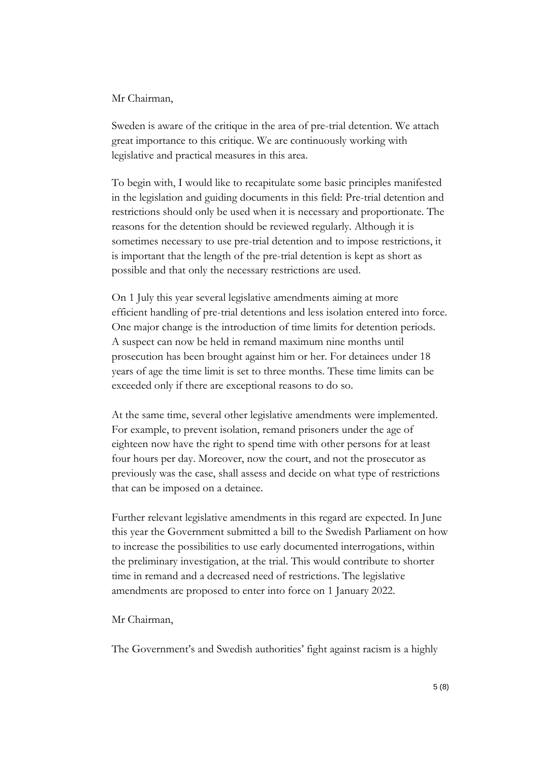Mr Chairman,

Sweden is aware of the critique in the area of pre-trial detention. We attach great importance to this critique. We are continuously working with legislative and practical measures in this area.

To begin with, I would like to recapitulate some basic principles manifested in the legislation and guiding documents in this field: Pre-trial detention and restrictions should only be used when it is necessary and proportionate. The reasons for the detention should be reviewed regularly. Although it is sometimes necessary to use pre-trial detention and to impose restrictions, it is important that the length of the pre-trial detention is kept as short as possible and that only the necessary restrictions are used.

On 1 July this year several legislative amendments aiming at more efficient handling of pre-trial detentions and less isolation entered into force. One major change is the introduction of time limits for detention periods. A suspect can now be held in remand maximum nine months until prosecution has been brought against him or her. For detainees under 18 years of age the time limit is set to three months. These time limits can be exceeded only if there are exceptional reasons to do so.

At the same time, several other legislative amendments were implemented. For example, to prevent isolation, remand prisoners under the age of eighteen now have the right to spend time with other persons for at least four hours per day. Moreover, now the court, and not the prosecutor as previously was the case, shall assess and decide on what type of restrictions that can be imposed on a detainee.

Further relevant legislative amendments in this regard are expected. In June this year the Government submitted a bill to the Swedish Parliament on how to increase the possibilities to use early documented interrogations, within the preliminary investigation, at the trial. This would contribute to shorter time in remand and a decreased need of restrictions. The legislative amendments are proposed to enter into force on 1 January 2022.

Mr Chairman,

The Government's and Swedish authorities' fight against racism is a highly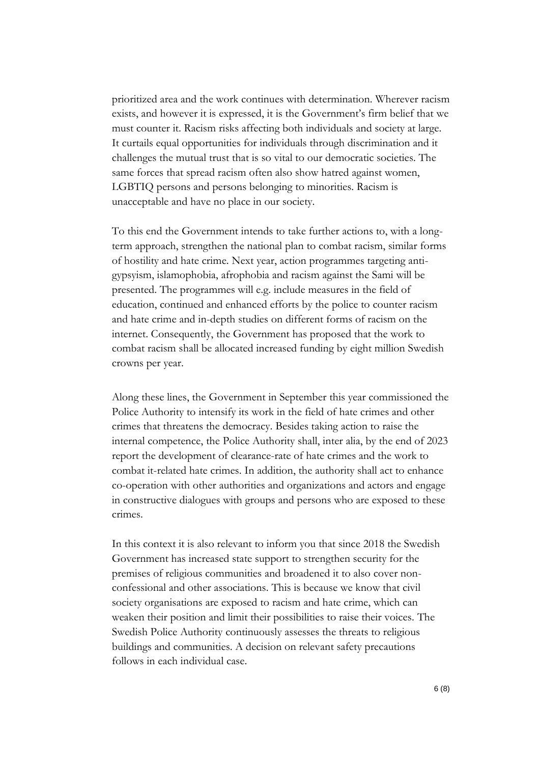prioritized area and the work continues with determination. Wherever racism exists, and however it is expressed, it is the Government's firm belief that we must counter it. Racism risks affecting both individuals and society at large. It curtails equal opportunities for individuals through discrimination and it challenges the mutual trust that is so vital to our democratic societies. The same forces that spread racism often also show hatred against women, LGBTIQ persons and persons belonging to minorities. Racism is unacceptable and have no place in our society.

To this end the Government intends to take further actions to, with a long-term approach, strengthen the national plan to combat racism, similar forms of hostility and hate crime. Next year, action programmes targeting anti-gypsyism, islamophobia, afrophobia and racism against the Sami will be presented. The programmes will e.g. include measures in the field of education, continued and enhanced efforts by the police to counter racism and hate crime and in-depth studies on different forms of racism on the internet. Consequently, the Government has proposed that the work to combat racism shall be allocated increased funding by eight million Swedish crowns per year.

Along these lines, the Government in September this year commissioned the Police Authority to intensify its work in the field of hate crimes and other crimes that threatens the democracy. Besides taking action to raise the internal competence, the Police Authority shall, inter alia, by the end of 2023 report the development of clearance-rate of hate crimes and the work to combat it-related hate crimes. In addition, the authority shall act to enhance co-operation with other authorities and organizations and actors and engage in constructive dialogues with groups and persons who are exposed to these crimes.

In this context it is also relevant to inform you that since 2018 the Swedish Government has increased state support to strengthen security for the premises of religious communities and broadened it to also cover non-confessional and other associations. This is because we know that civil society organisations are exposed to racism and hate crime, which can weaken their position and limit their possibilities to raise their voices. The Swedish Police Authority continuously assesses the threats to religious buildings and communities. A decision on relevant safety precautions follows in each individual case.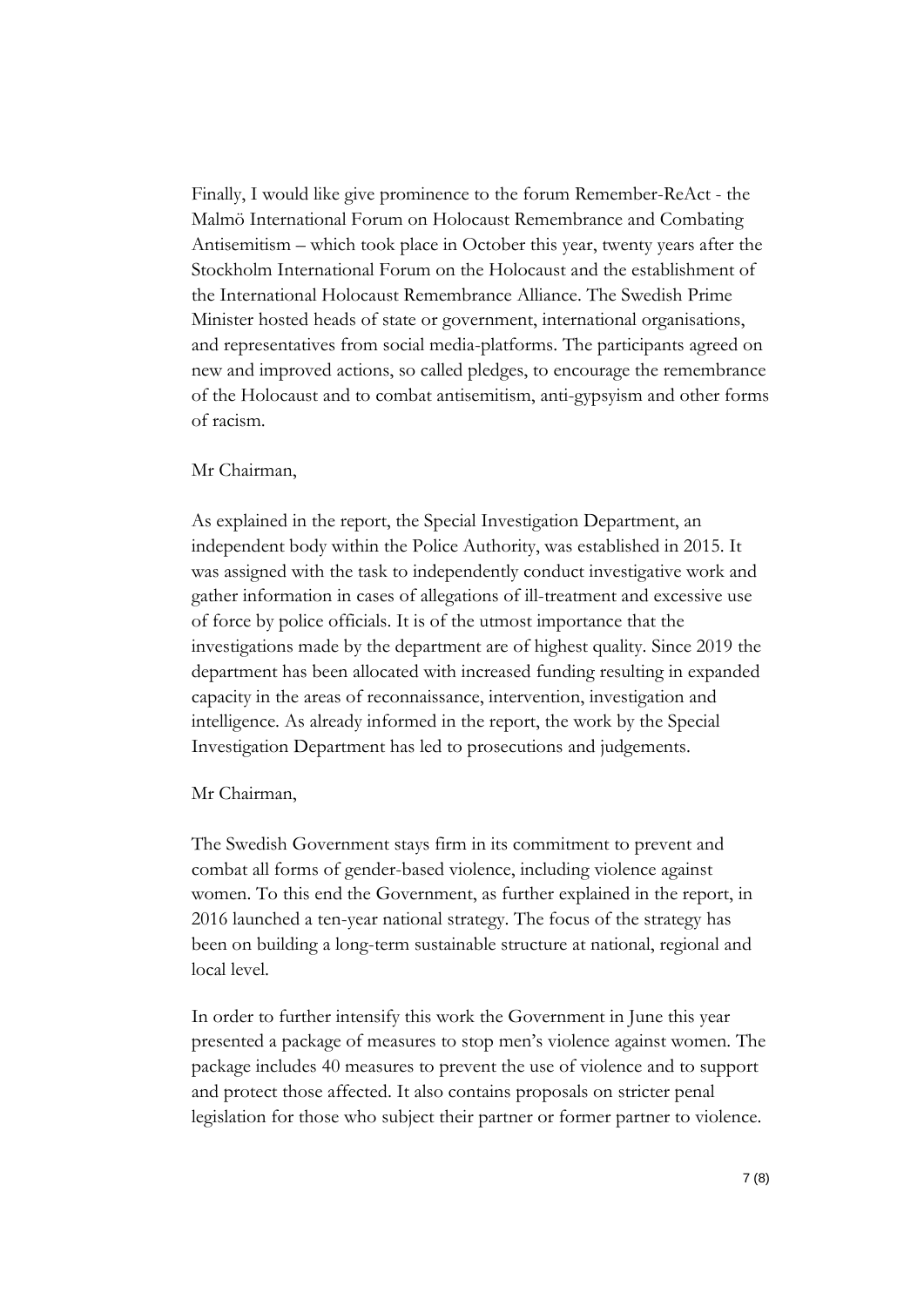Finally, I would like give prominence to the forum Remember-ReAct - the Malmö International Forum on Holocaust Remembrance and Combating Antisemitism – which took place in October this year, twenty years after the Stockholm International Forum on the Holocaust and the establishment of the International Holocaust Remembrance Alliance. The Swedish Prime Minister hosted heads of state or government, international organisations, and representatives from social media-platforms. The participants agreed on new and improved actions, so called pledges, to encourage the remembrance of the Holocaust and to combat antisemitism, anti-gypsyism and other forms of racism.

Mr Chairman,

As explained in the report, the Special Investigation Department, an independent body within the Police Authority, was established in 2015. It was assigned with the task to independently conduct investigative work and gather information in cases of allegations of ill-treatment and excessive use of force by police officials. It is of the utmost importance that the investigations made by the department are of highest quality. Since 2019 the department has been allocated with increased funding resulting in expanded capacity in the areas of reconnaissance, intervention, investigation and intelligence. As already informed in the report, the work by the Special Investigation Department has led to prosecutions and judgements.

Mr Chairman,

The Swedish Government stays firm in its commitment to prevent and combat all forms of gender-based violence, including violence against women. To this end the Government, as further explained in the report, in 2016 launched a ten-year national strategy. The focus of the strategy has been on building a long-term sustainable structure at national, regional and local level.

In order to further intensify this work the Government in June this year presented a package of measures to stop men's violence against women. The package includes 40 measures to prevent the use of violence and to support and protect those affected. It also contains proposals on stricter penal legislation for those who subject their partner or former partner to violence.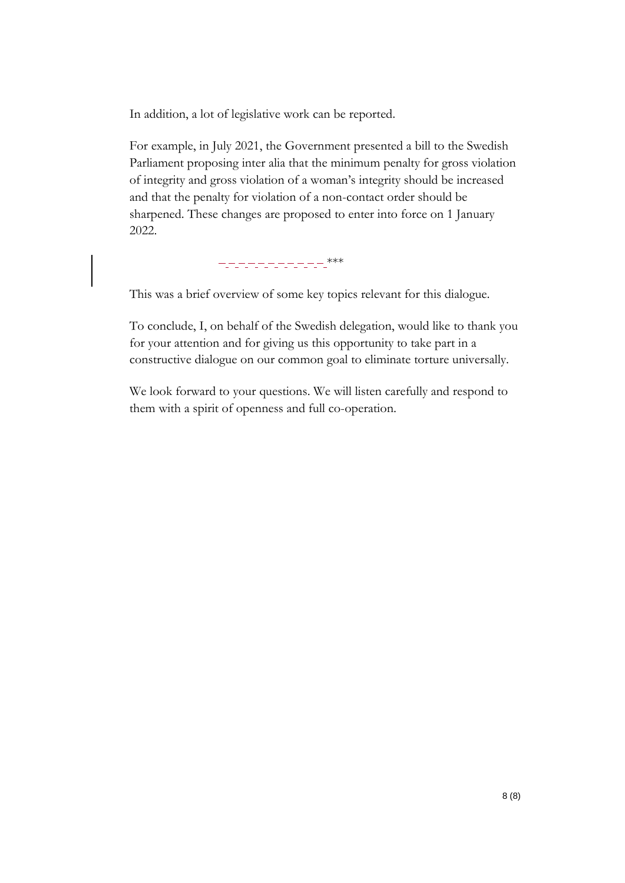In addition, a lot of legislative work can be reported.

For example, in July 2021, the Government presented a bill to the Swedish Parliament proposing inter alia that the minimum penalty for gross violation of integrity and gross violation of a woman's integrity should be increased and that the penalty for violation of a non-contact order should be sharpened. These changes are proposed to enter into force on 1 January 2022.

***

This was a brief overview of some key topics relevant for this dialogue.

To conclude, I, on behalf of the Swedish delegation, would like to thank you for your attention and for giving us this opportunity to take part in a constructive dialogue on our common goal to eliminate torture universally.

We look forward to your questions. We will listen carefully and respond to them with a spirit of openness and full co-operation.